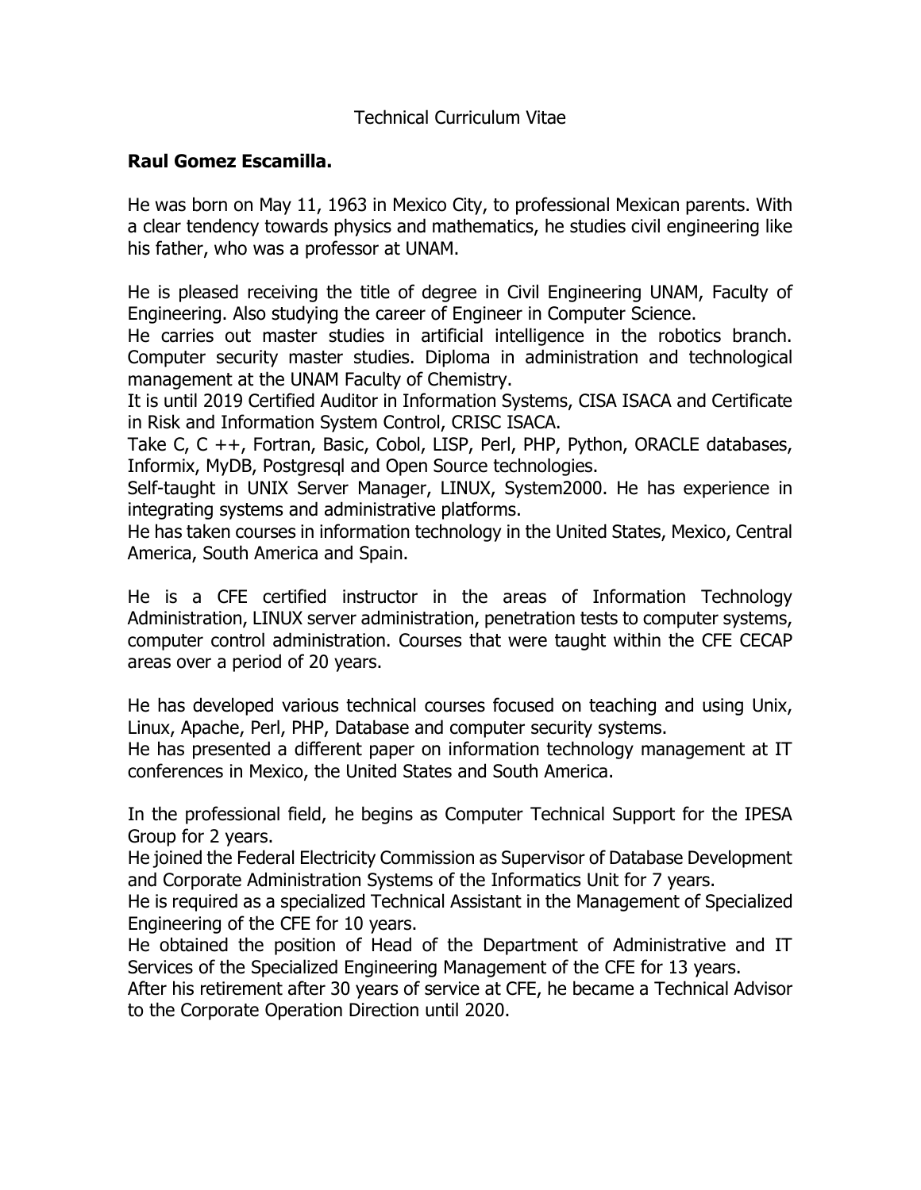# Technical Curriculum Vitae

**Raul Gomez Escamilla.**

He was born on May 11, 1963 in Mexico City, to professional Mexican parents. With a clear tendency towards physics and mathematics, he studies civil engineering like his father, who was a professor at UNAM.

He is pleased receiving the title of degree in Civil Engineering UNAM, Faculty of Engineering. Also studying the career of Engineer in Computer Science.
He carries out master studies in artificial intelligence in the robotics branch. Computer security master studies. Diploma in administration and technological management at the UNAM Faculty of Chemistry.
It is until 2019 Certified Auditor in Information Systems, CISA ISACA and Certificate in Risk and Information System Control, CRISC ISACA.
Take C, C ++, Fortran, Basic, Cobol, LISP, Perl, PHP, Python, ORACLE databases, Informix, MyDB, Postgresql and Open Source technologies.
Self-taught in UNIX Server Manager, LINUX, System2000. He has experience in integrating systems and administrative platforms.
He has taken courses in information technology in the United States, Mexico, Central America, South America and Spain.

He is a CFE certified instructor in the areas of Information Technology Administration, LINUX server administration, penetration tests to computer systems, computer control administration. Courses that were taught within the CFE CECAP areas over a period of 20 years.

He has developed various technical courses focused on teaching and using Unix, Linux, Apache, Perl, PHP, Database and computer security systems.
He has presented a different paper on information technology management at IT conferences in Mexico, the United States and South America.

In the professional field, he begins as Computer Technical Support for the IPESA Group for 2 years.
He joined the Federal Electricity Commission as Supervisor of Database Development and Corporate Administration Systems of the Informatics Unit for 7 years.
He is required as a specialized Technical Assistant in the Management of Specialized Engineering of the CFE for 10 years.
He obtained the position of Head of the Department of Administrative and IT Services of the Specialized Engineering Management of the CFE for 13 years.
After his retirement after 30 years of service at CFE, he became a Technical Advisor to the Corporate Operation Direction until 2020.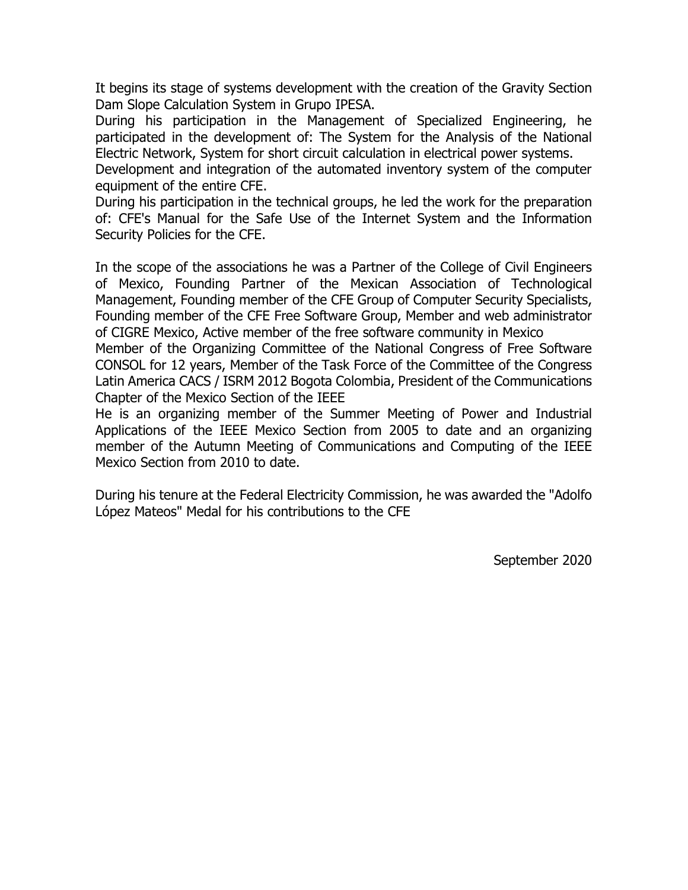It begins its stage of systems development with the creation of the Gravity Section Dam Slope Calculation System in Grupo IPESA.

During his participation in the Management of Specialized Engineering, he participated in the development of: The System for the Analysis of the National Electric Network, System for short circuit calculation in electrical power systems.

Development and integration of the automated inventory system of the computer equipment of the entire CFE.

During his participation in the technical groups, he led the work for the preparation of: CFE's Manual for the Safe Use of the Internet System and the Information Security Policies for the CFE.

In the scope of the associations he was a Partner of the College of Civil Engineers of Mexico, Founding Partner of the Mexican Association of Technological Management, Founding member of the CFE Group of Computer Security Specialists, Founding member of the CFE Free Software Group, Member and web administrator of CIGRE Mexico, Active member of the free software community in Mexico

Member of the Organizing Committee of the National Congress of Free Software CONSOL for 12 years, Member of the Task Force of the Committee of the Congress Latin America CACS / ISRM 2012 Bogota Colombia, President of the Communications Chapter of the Mexico Section of the IEEE

He is an organizing member of the Summer Meeting of Power and Industrial Applications of the IEEE Mexico Section from 2005 to date and an organizing member of the Autumn Meeting of Communications and Computing of the IEEE Mexico Section from 2010 to date.

During his tenure at the Federal Electricity Commission, he was awarded the "Adolfo López Mateos" Medal for his contributions to the CFE

September 2020